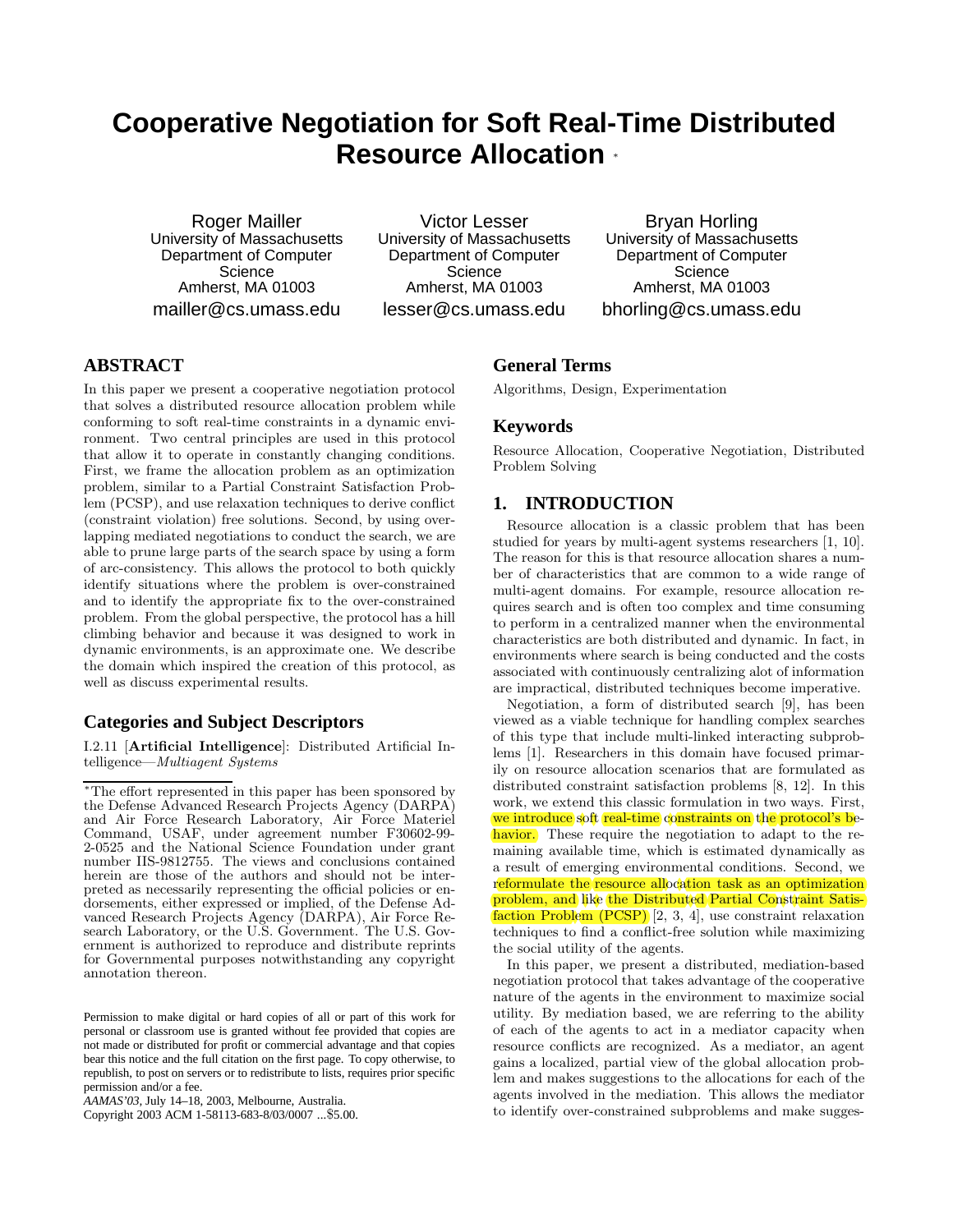# Cooperative Negotiation for Soft Real-Time Distributed Resource Allocation [*]

Roger Mailler
University of Massachusetts
Department of Computer Science
Amherst, MA 01003
mailler@cs.umass.edu

Victor Lesser
University of Massachusetts
Department of Computer Science
Amherst, MA 01003
lesser@cs.umass.edu

Bryan Horling
University of Massachusetts
Department of Computer Science
Amherst, MA 01003
bhorling@cs.umass.edu

## ABSTRACT

In this paper we present a cooperative negotiation protocol that solves a distributed resource allocation problem while conforming to soft real-time constraints in a dynamic environment. Two central principles are used in this protocol that allow it to operate in constantly changing conditions. First, we frame the allocation problem as an optimization problem, similar to a Partial Constraint Satisfaction Problem (PCSP), and use relaxation techniques to derive conflict (constraint violation) free solutions. Second, by using overlapping mediated negotiations to conduct the search, we are able to prune large parts of the search space by using a form of arc-consistency. This allows the protocol to both quickly identify situations where the problem is over-constrained and to identify the appropriate fix to the over-constrained problem. From the global perspective, the protocol has a hill climbing behavior and because it was designed to work in dynamic environments, is an approximate one. We describe the domain which inspired the creation of this protocol, as well as discuss experimental results.

## Categories and Subject Descriptors

I.2.11 [**Artificial Intelligence**]: Distributed Artificial Intelligence—*Multiagent Systems*

[*]The effort represented in this paper has been sponsored by the Defense Advanced Research Projects Agency (DARPA) and Air Force Research Laboratory, Air Force Materiel Command, USAF, under agreement number F30602-99-2-0525 and the National Science Foundation under grant number IIS-9812755. The views and conclusions contained herein are those of the authors and should not be interpreted as necessarily representing the official policies or endorsements, either expressed or implied, of the Defense Advanced Research Projects Agency (DARPA), Air Force Research Laboratory, or the U.S. Government. The U.S. Government is authorized to reproduce and distribute reprints for Governmental purposes notwithstanding any copyright annotation thereon.

Permission to make digital or hard copies of all or part of this work for personal or classroom use is granted without fee provided that copies are not made or distributed for profit or commercial advantage and that copies bear this notice and the full citation on the first page. To copy otherwise, to republish, to post on servers or to redistribute to lists, requires prior specific permission and/or a fee.
*AAMAS'03*, July 14–18, 2003, Melbourne, Australia.
Copyright 2003 ACM 1-58113-683-8/03/0007 ...$5.00.

## General Terms

Algorithms, Design, Experimentation

## Keywords

Resource Allocation, Cooperative Negotiation, Distributed Problem Solving

## 1. INTRODUCTION

Resource allocation is a classic problem that has been studied for years by multi-agent systems researchers [1, 10]. The reason for this is that resource allocation shares a number of characteristics that are common to a wide range of multi-agent domains. For example, resource allocation requires search and is often too complex and time consuming to perform in a centralized manner when the environmental characteristics are both distributed and dynamic. In fact, in environments where search is being conducted and the costs associated with continuously centralizing alot of information are impractical, distributed techniques become imperative.

Negotiation, a form of distributed search [9], has been viewed as a viable technique for handling complex searches of this type that include multi-linked interacting subproblems [1]. Researchers in this domain have focused primarily on resource allocation scenarios that are formulated as distributed constraint satisfaction problems [8, 12]. In this work, we extend this classic formulation in two ways. First, we introduce soft real-time constraints on the protocol's behavior. These require the negotiation to adapt to the remaining available time, which is estimated dynamically as a result of emerging environmental conditions. Second, we reformulate the resource allocation task as an optimization problem, and like the Distributed Partial Constraint Satisfaction Problem (PCSP) [2, 3, 4], use constraint relaxation techniques to find a conflict-free solution while maximizing the social utility of the agents.

In this paper, we present a distributed, mediation-based negotiation protocol that takes advantage of the cooperative nature of the agents in the environment to maximize social utility. By mediation based, we are referring to the ability of each of the agents to act in a mediator capacity when resource conflicts are recognized. As a mediator, an agent gains a localized, partial view of the global allocation problem and makes suggestions to the allocations for each of the agents involved in the mediation. This allows the mediator to identify over-constrained subproblems and make sugges-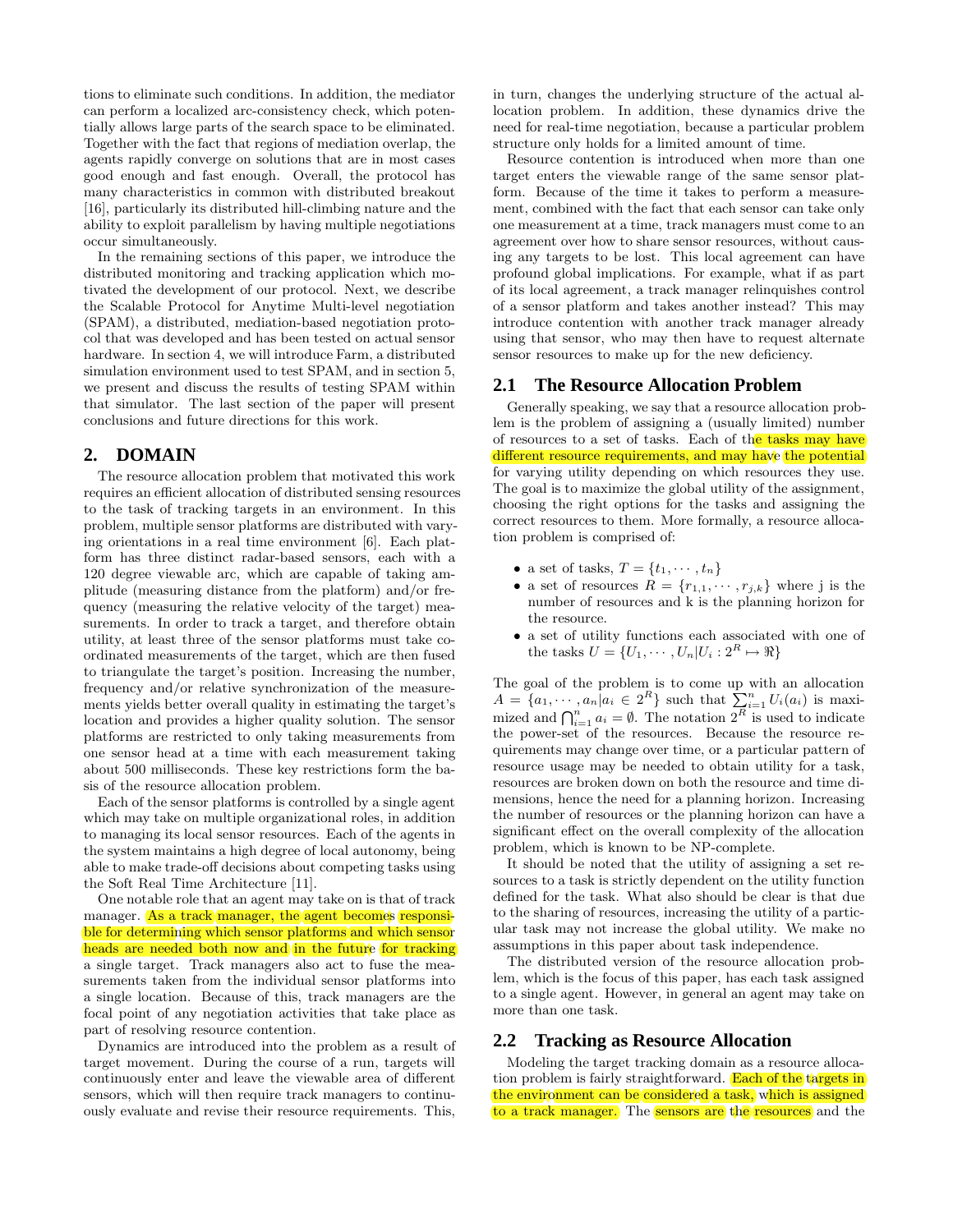tions to eliminate such conditions. In addition, the mediator can perform a localized arc-consistency check, which potentially allows large parts of the search space to be eliminated. Together with the fact that regions of mediation overlap, the agents rapidly converge on solutions that are in most cases good enough and fast enough. Overall, the protocol has many characteristics in common with distributed breakout [16], particularly its distributed hill-climbing nature and the ability to exploit parallelism by having multiple negotiations occur simultaneously.

In the remaining sections of this paper, we introduce the distributed monitoring and tracking application which motivated the development of our protocol. Next, we describe the Scalable Protocol for Anytime Multi-level negotiation (SPAM), a distributed, mediation-based negotiation protocol that was developed and has been tested on actual sensor hardware. In section 4, we will introduce Farm, a distributed simulation environment used to test SPAM, and in section 5, we present and discuss the results of testing SPAM within that simulator. The last section of the paper will present conclusions and future directions for this work.

## 2. DOMAIN

The resource allocation problem that motivated this work requires an efficient allocation of distributed sensing resources to the task of tracking targets in an environment. In this problem, multiple sensor platforms are distributed with varying orientations in a real time environment [6]. Each platform has three distinct radar-based sensors, each with a 120 degree viewable arc, which are capable of taking amplitude (measuring distance from the platform) and/or frequency (measuring the relative velocity of the target) measurements. In order to track a target, and therefore obtain utility, at least three of the sensor platforms must take coordinated measurements of the target, which are then fused to triangulate the target's position. Increasing the number, frequency and/or relative synchronization of the measurements yields better overall quality in estimating the target's location and provides a higher quality solution. The sensor platforms are restricted to only taking measurements from one sensor head at a time with each measurement taking about 500 milliseconds. These key restrictions form the basis of the resource allocation problem.

Each of the sensor platforms is controlled by a single agent which may take on multiple organizational roles, in addition to managing its local sensor resources. Each of the agents in the system maintains a high degree of local autonomy, being able to make trade-off decisions about competing tasks using the Soft Real Time Architecture [11].

One notable role that an agent may take on is that of track manager. As a track manager, the agent becomes responsible for determining which sensor platforms and which sensor heads are needed both now and in the future for tracking a single target. Track managers also act to fuse the measurements taken from the individual sensor platforms into a single location. Because of this, track managers are the focal point of any negotiation activities that take place as part of resolving resource contention.

Dynamics are introduced into the problem as a result of target movement. During the course of a run, targets will continuously enter and leave the viewable area of different sensors, which will then require track managers to continuously evaluate and revise their resource requirements. This, in turn, changes the underlying structure of the actual allocation problem. In addition, these dynamics drive the need for real-time negotiation, because a particular problem structure only holds for a limited amount of time.

Resource contention is introduced when more than one target enters the viewable range of the same sensor platform. Because of the time it takes to perform a measurement, combined with the fact that each sensor can take only one measurement at a time, track managers must come to an agreement over how to share sensor resources, without causing any targets to be lost. This local agreement can have profound global implications. For example, what if as part of its local agreement, a track manager relinquishes control of a sensor platform and takes another instead? This may introduce contention with another track manager already using that sensor, who may then have to request alternate sensor resources to make up for the new deficiency.

### 2.1 The Resource Allocation Problem

Generally speaking, we say that a resource allocation problem is the problem of assigning a (usually limited) number of resources to a set of tasks. Each of the tasks may have different resource requirements, and may have the potential for varying utility depending on which resources they use. The goal is to maximize the global utility of the assignment, choosing the right options for the tasks and assigning the correct resources to them. More formally, a resource allocation problem is comprised of:

- a set of tasks, $T = \{t_1, \cdots, t_n\}$
- a set of resources $R = \{r_{1,1}, \cdots, r_{j,k}\}$ where j is the number of resources and k is the planning horizon for the resource.
- a set of utility functions each associated with one of the tasks $U = \{U_1, \cdots, U_n | U_i : 2^R \mapsto \Re\}$

The goal of the problem is to come up with an allocation $A = \{a_1, \cdots, a_n | a_i \in 2^R\}$ such that $\sum_{i=1}^{n} U_i(a_i)$ is maximized and $\bigcap_{i=1}^{n} a_i = \emptyset$. The notation $2^R$ is used to indicate the power-set of the resources. Because the resource requirements may change over time, or a particular pattern of resource usage may be needed to obtain utility for a task, resources are broken down on both the resource and time dimensions, hence the need for a planning horizon. Increasing the number of resources or the planning horizon can have a significant effect on the overall complexity of the allocation problem, which is known to be NP-complete.

It should be noted that the utility of assigning a set resources to a task is strictly dependent on the utility function defined for the task. What also should be clear is that due to the sharing of resources, increasing the utility of a particular task may not increase the global utility. We make no assumptions in this paper about task independence.

The distributed version of the resource allocation problem, which is the focus of this paper, has each task assigned to a single agent. However, in general an agent may take on more than one task.

### 2.2 Tracking as Resource Allocation

Modeling the target tracking domain as a resource allocation problem is fairly straightforward. Each of the targets in the environment can be considered a task, which is assigned to a track manager. The sensors are the resources and the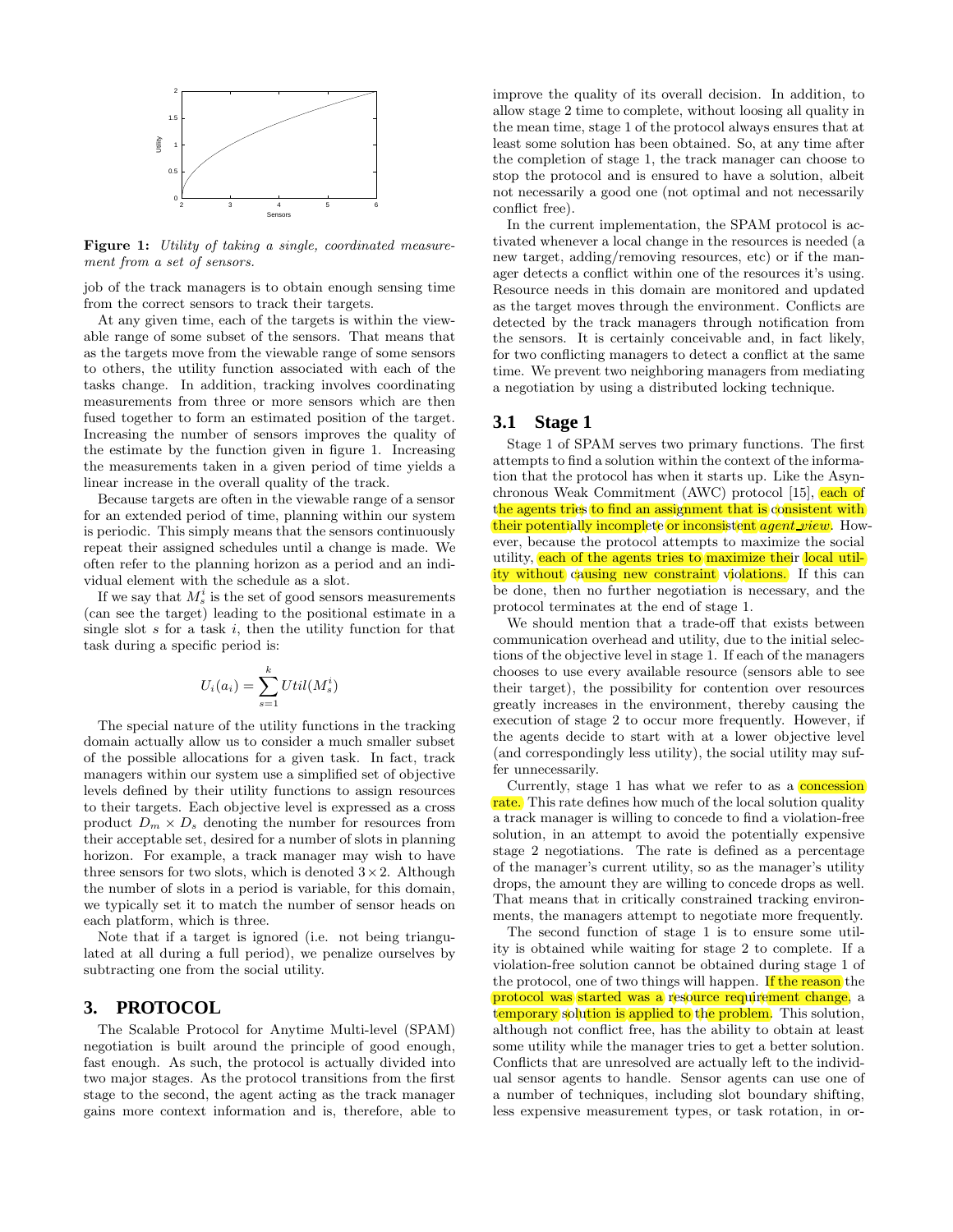Figure 1: *Utility of taking a single, coordinated measurement from a set of sensors.*

job of the track managers is to obtain enough sensing time from the correct sensors to track their targets.

At any given time, each of the targets is within the viewable range of some subset of the sensors. That means that as the targets move from the viewable range of some sensors to others, the utility function associated with each of the tasks change. In addition, tracking involves coordinating measurements from three or more sensors which are then fused together to form an estimated position of the target. Increasing the number of sensors improves the quality of the estimate by the function given in figure 1. Increasing the measurements taken in a given period of time yields a linear increase in the overall quality of the track.

Because targets are often in the viewable range of a sensor for an extended period of time, planning within our system is periodic. This simply means that the sensors continuously repeat their assigned schedules until a change is made. We often refer to the planning horizon as a period and an individual element with the schedule as a slot.

If we say that $M_s^i$ is the set of good sensors measurements (can see the target) leading to the positional estimate in a single slot $s$ for a task $i$, then the utility function for that task during a specific period is:

$$U_i(a_i) = \sum_{s=1}^{k} Util(M_s^i)$$

The special nature of the utility functions in the tracking domain actually allow us to consider a much smaller subset of the possible allocations for a given task. In fact, track managers within our system use a simplified set of objective levels defined by their utility functions to assign resources to their targets. Each objective level is expressed as a cross product $D_m \times D_s$ denoting the number for resources from their acceptable set, desired for a number of slots in planning horizon. For example, a track manager may wish to have three sensors for two slots, which is denoted $3 \times 2$. Although the number of slots in a period is variable, for this domain, we typically set it to match the number of sensor heads on each platform, which is three.

Note that if a target is ignored (i.e. not being triangulated at all during a full period), we penalize ourselves by subtracting one from the social utility.

## 3. PROTOCOL

The Scalable Protocol for Anytime Multi-level (SPAM) negotiation is built around the principle of good enough, fast enough. As such, the protocol is actually divided into two major stages. As the protocol transitions from the first stage to the second, the agent acting as the track manager gains more context information and is, therefore, able to improve the quality of its overall decision. In addition, to allow stage 2 time to complete, without loosing all quality in the mean time, stage 1 of the protocol always ensures that at least some solution has been obtained. So, at any time after the completion of stage 1, the track manager can choose to stop the protocol and is ensured to have a solution, albeit not necessarily a good one (not optimal and not necessarily conflict free).

In the current implementation, the SPAM protocol is activated whenever a local change in the resources is needed (a new target, adding/removing resources, etc) or if the manager detects a conflict within one of the resources it's using. Resource needs in this domain are monitored and updated as the target moves through the environment. Conflicts are detected by the track managers through notification from the sensors. It is certainly conceivable and, in fact likely, for two conflicting managers to detect a conflict at the same time. We prevent two neighboring managers from mediating a negotiation by using a distributed locking technique.

### 3.1 Stage 1

Stage 1 of SPAM serves two primary functions. The first attempts to find a solution within the context of the information that the protocol has when it starts up. Like the Asynchronous Weak Commitment (AWC) protocol [15], each of the agents tries to find an assignment that is consistent with their potentially incomplete or inconsistent *agent_view*. However, because the protocol attempts to maximize the social utility, each of the agents tries to maximize their local utility without causing new constraint violations. If this can be done, then no further negotiation is necessary, and the protocol terminates at the end of stage 1.

We should mention that a trade-off that exists between communication overhead and utility, due to the initial selections of the objective level in stage 1. If each of the managers chooses to use every available resource (sensors able to see their target), the possibility for contention over resources greatly increases in the environment, thereby causing the execution of stage 2 to occur more frequently. However, if the agents decide to start with at a lower objective level (and correspondingly less utility), the social utility may suffer unnecessarily.

Currently, stage 1 has what we refer to as a concession rate. This rate defines how much of the local solution quality a track manager is willing to concede to find a violation-free solution, in an attempt to avoid the potentially expensive stage 2 negotiations. The rate is defined as a percentage of the manager's current utility, so as the manager's utility drops, the amount they are willing to concede drops as well. That means that in critically constrained tracking environments, the managers attempt to negotiate more frequently.

The second function of stage 1 is to ensure some utility is obtained while waiting for stage 2 to complete. If a violation-free solution cannot be obtained during stage 1 of the protocol, one of two things will happen. If the reason the protocol was started was a resource requirement change, a temporary solution is applied to the problem. This solution, although not conflict free, has the ability to obtain at least some utility while the manager tries to get a better solution. Conflicts that are unresolved are actually left to the individual sensor agents to handle. Sensor agents can use one of a number of techniques, including slot boundary shifting, less expensive measurement types, or task rotation, in or-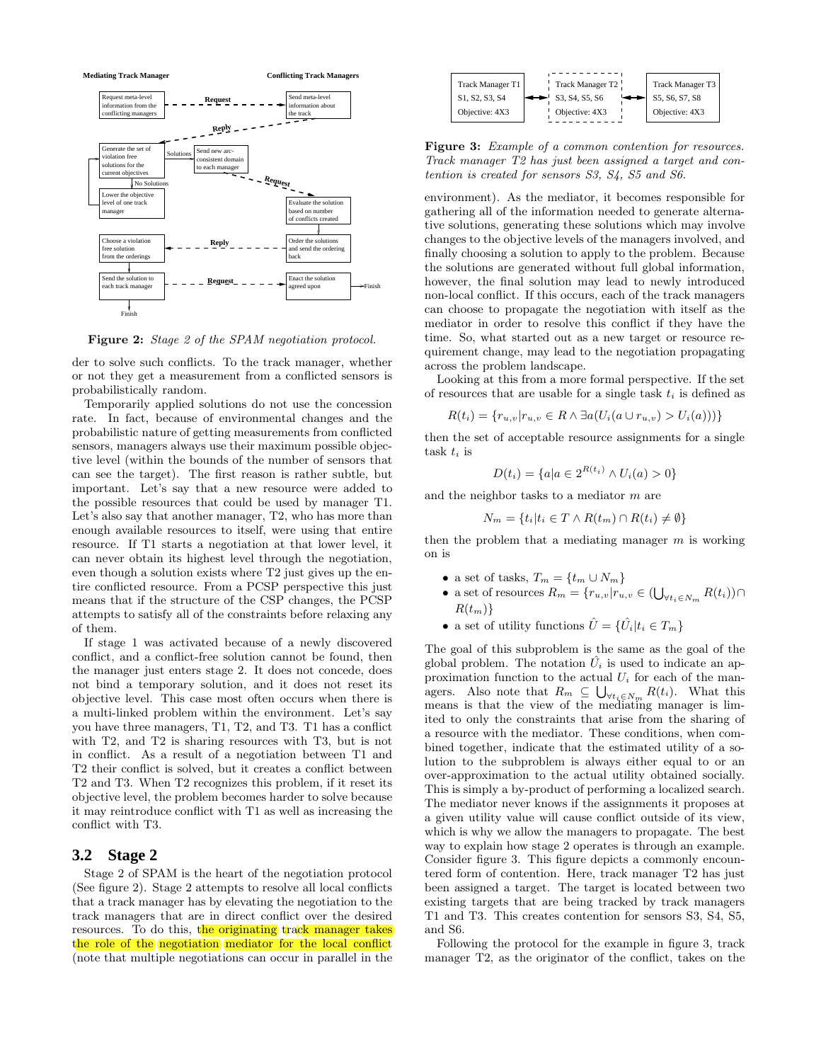**Figure 2:** *Stage 2 of the SPAM negotiation protocol.*

der to solve such conflicts. To the track manager, whether or not they get a measurement from a conflicted sensors is probabilistically random.

Temporarily applied solutions do not use the concession rate. In fact, because of environmental changes and the probabilistic nature of getting measurements from conflicted sensors, managers always use their maximum possible objective level (within the bounds of the number of sensors that can see the target). The first reason is rather subtle, but important. Let's say that a new resource were added to the possible resources that could be used by manager T1. Let's also say that another manager, T2, who has more than enough available resources to itself, were using that entire resource. If T1 starts a negotiation at that lower level, it can never obtain its highest level through the negotiation, even though a solution exists where T2 just gives up the entire conflicted resource. From a PCSP perspective this just means that if the structure of the CSP changes, the PCSP attempts to satisfy all of the constraints before relaxing any of them.

If stage 1 was activated because of a newly discovered conflict, and a conflict-free solution cannot be found, then the manager just enters stage 2. It does not concede, does not bind a temporary solution, and it does not reset its objective level. This case most often occurs when there is a multi-linked problem within the environment. Let's say you have three managers, T1, T2, and T3. T1 has a conflict with T2, and T2 is sharing resources with T3, but is not in conflict. As a result of a negotiation between T1 and T2 their conflict is solved, but it creates a conflict between T2 and T3. When T2 recognizes this problem, if it reset its objective level, the problem becomes harder to solve because it may reintroduce conflict with T1 as well as increasing the conflict with T3.

## 3.2 Stage 2

Stage 2 of SPAM is the heart of the negotiation protocol (See figure 2). Stage 2 attempts to resolve all local conflicts that a track manager has by elevating the negotiation to the track managers that are in direct conflict over the desired resources. To do this, the originating track manager takes the role of the negotiation mediator for the local conflict (note that multiple negotiations can occur in parallel in the

| Track Manager T1 S1, S2, S3, S4 Objective: 4X3 | Track Manager T2 S3, S4, S5, S6 Objective: 4X3 | Track Manager T3 S5, S6, S7, S8 Objective: 4X3 |
|---|---|---|

**Figure 3:** *Example of a common contention for resources. Track manager T2 has just been assigned a target and contention is created for sensors S3, S4, S5 and S6.*

environment). As the mediator, it becomes responsible for gathering all of the information needed to generate alternative solutions, generating these solutions which may involve changes to the objective levels of the managers involved, and finally choosing a solution to apply to the problem. Because the solutions are generated without full global information, however, the final solution may lead to newly introduced non-local conflict. If this occurs, each of the track managers can choose to propagate the negotiation with itself as the mediator in order to resolve this conflict if they have the time. So, what started out as a new target or resource requirement change, may lead to the negotiation propagating across the problem landscape.

Looking at this from a more formal perspective. If the set of resources that are usable for a single task $t_i$ is defined as

$$R(t_i) = \{r_{u,v} | r_{u,v} \in R \wedge \exists a (U_i(a \cup r_{u,v}) > U_i(a)))\}$$

then the set of acceptable resource assignments for a single task $t_i$ is

$$D(t_i) = \{a | a \in 2^{R(t_i)} \wedge U_i(a) > 0\}$$

and the neighbor tasks to a mediator $m$ are

$$N_m = \{t_i | t_i \in T \wedge R(t_m) \cap R(t_i) \neq \emptyset\}$$

then the problem that a mediating manager $m$ is working on is

- a set of tasks, $T_m = \{t_m \cup N_m\}$
- a set of resources $R_m = \{r_{u,v} | r_{u,v} \in (\bigcup_{\forall t_i \in N_m} R(t_i)) \cap R(t_m)\}$
- a set of utility functions $\hat{U} = \{\hat{U}_i | t_i \in T_m\}$

The goal of this subproblem is the same as the goal of the global problem. The notation $\hat{U}_i$ is used to indicate an approximation function to the actual $U_i$ for each of the managers. Also note that $R_m \subseteq \bigcup_{\forall t_i \in N_m} R(t_i)$. What this means is that the view of the mediating manager is limited to only the constraints that arise from the sharing of a resource with the mediator. These conditions, when combined together, indicate that the estimated utility of a solution to the subproblem is always either equal to or an over-approximation to the actual utility obtained socially. This is simply a by-product of performing a localized search. The mediator never knows if the assignments it proposes at a given utility value will cause conflict outside of its view, which is why we allow the managers to propagate. The best way to explain how stage 2 operates is through an example. Consider figure 3. This figure depicts a commonly encountered form of contention. Here, track manager T2 has just been assigned a target. The target is located between two existing targets that are being tracked by track managers T1 and T3. This creates contention for sensors S3, S4, S5, and S6.

Following the protocol for the example in figure 3, track manager T2, as the originator of the conflict, takes on the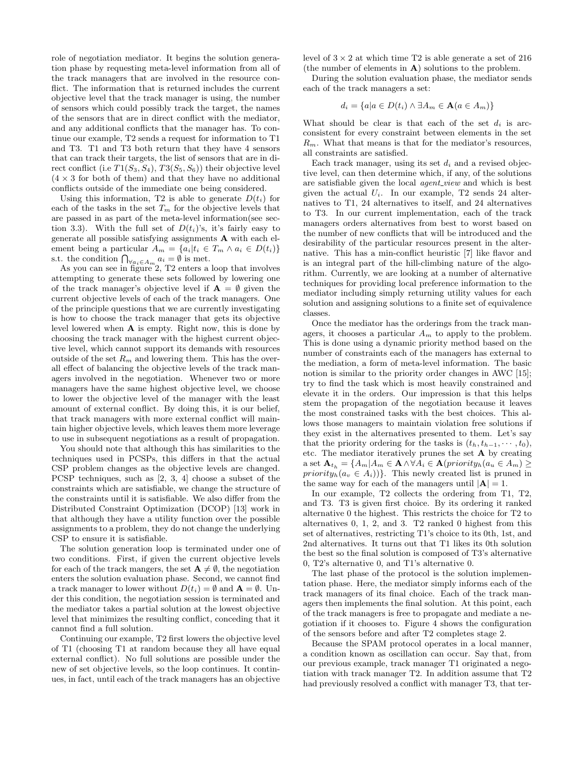role of negotiation mediator. It begins the solution generation phase by requesting meta-level information from all of the track managers that are involved in the resource conflict. The information that is returned includes the current objective level that the track manager is using, the number of sensors which could possibly track the target, the names of the sensors that are in direct conflict with the mediator, and any additional conflicts that the manager has. To continue our example, T2 sends a request for information to T1 and T3. T1 and T3 both return that they have 4 sensors that can track their targets, the list of sensors that are in direct conflict (i.e $T1(S_3, S_4)$, $T3(S_5, S_6)$) their objective level ($4 \times 3$ for both of them) and that they have no additional conflicts outside of the immediate one being considered.

Using this information, T2 is able to generate $D(t_i)$ for each of the tasks in the set $T_m$ for the objective levels that are passed in as part of the meta-level information(see section 3.3). With the full set of $D(t_i)$'s, it's fairly easy to generate all possible satisfying assignments $\mathbf{A}$ with each element being a particular $A_m = \{a_i | t_i \in T_m \wedge a_i \in D(t_i)\}$ s.t. the condition $\bigcap_{\forall a_i \in A_m} a_i = \emptyset$ is met.

As you can see in figure 2, T2 enters a loop that involves attempting to generate these sets followed by lowering one of the track manager's objective level if $\mathbf{A} = \emptyset$ given the current objective levels of each of the track managers. One of the principle questions that we are currently investigating is how to choose the track manager that gets its objective level lowered when $\mathbf{A}$ is empty. Right now, this is done by choosing the track manager with the highest current objective level, which cannot support its demands with resources outside of the set $R_m$ and lowering them. This has the overall effect of balancing the objective levels of the track managers involved in the negotiation. Whenever two or more managers have the same highest objective level, we choose to lower the objective level of the manager with the least amount of external conflict. By doing this, it is our belief, that track managers with more external conflict will maintain higher objective levels, which leaves them more leverage to use in subsequent negotiations as a result of propagation.

You should note that although this has similarities to the techniques used in PCSPs, this differs in that the actual CSP problem changes as the objective levels are changed. PCSP techniques, such as [2, 3, 4] choose a subset of the constraints which are satisfiable, we change the structure of the constraints until it is satisfiable. We also differ from the Distributed Constraint Optimization (DCOP) [13] work in that although they have a utility function over the possible assignments to a problem, they do not change the underlying CSP to ensure it is satisfiable.

The solution generation loop is terminated under one of two conditions. First, if given the current objective levels for each of the track mangers, the set $\mathbf{A} \neq \emptyset$, the negotiation enters the solution evaluation phase. Second, we cannot find a track manager to lower without $D(t_i) = \emptyset$ and $\mathbf{A} = \emptyset$. Under this condition, the negotiation session is terminated and the mediator takes a partial solution at the lowest objective level that minimizes the resulting conflict, conceding that it cannot find a full solution.

Continuing our example, T2 first lowers the objective level of T1 (choosing T1 at random because they all have equal external conflict). No full solutions are possible under the new of set objective levels, so the loop continues. It continues, in fact, until each of the track managers has an objective level of $3 \times 2$ at which time T2 is able generate a set of 216 (the number of elements in $\mathbf{A}$) solutions to the problem.

During the solution evaluation phase, the mediator sends each of the track managers a set:

$$d_i = \{a | a \in D(t_i) \wedge \exists A_m \in \mathbf{A}(a \in A_m)\}$$

What should be clear is that each of the set $d_i$ is arc-consistent for every constraint between elements in the set $R_m$. What that means is that for the mediator's resources, all constraints are satisfied.

Each track manager, using its set $d_i$ and a revised objective level, can then determine which, if any, of the solutions are satisfiable given the local *agent_view* and which is best given the actual $U_i$. In our example, T2 sends 24 alternatives to T1, 24 alternatives to itself, and 24 alternatives to T3. In our current implementation, each of the track managers orders alternatives from best to worst based on the number of new conflicts that will be introduced and the desirability of the particular resources present in the alternative. This has a min-conflict heuristic [7] like flavor and is an integral part of the hill-climbing nature of the algorithm. Currently, we are looking at a number of alternative techniques for providing local preference information to the mediator including simply returning utility values for each solution and assigning solutions to a finite set of equivalence classes.

Once the mediator has the orderings from the track managers, it chooses a particular $A_m$ to apply to the problem. This is done using a dynamic priority method based on the number of constraints each of the managers has external to the mediation, a form of meta-level information. The basic notion is similar to the priority order changes in AWC [15]; try to find the task which is most heavily constrained and elevate it in the orders. Our impression is that this helps stem the propagation of the negotiation because it leaves the most constrained tasks with the best choices. This allows those managers to maintain violation free solutions if they exist in the alternatives presented to them. Let's say that the priority ordering for the tasks is $(t_h, t_{h-1}, \cdots, t_0)$, etc. The mediator iteratively prunes the set $\mathbf{A}$ by creating a set $\mathbf{A}_{t_h} = \{A_m | A_m \in \mathbf{A} \wedge \forall A_i \in \mathbf{A}(priority_h(a_u \in A_m) \geq priority_h(a_v \in A_i))\}$. This newly created list is pruned in the same way for each of the managers until $|\mathbf{A}| = 1$.

In our example, T2 collects the ordering from T1, T2, and T3. T3 is given first choice. By its ordering it ranked alternative 0 the highest. This restricts the choice for T2 to alternatives 0, 1, 2, and 3. T2 ranked 0 highest from this set of alternatives, restricting T1's choice to its 0th, 1st, and 2nd alternatives. It turns out that T1 likes its 0th solution the best so the final solution is composed of T3's alternative 0, T2's alternative 0, and T1's alternative 0.

The last phase of the protocol is the solution implementation phase. Here, the mediator simply informs each of the track managers of its final choice. Each of the track managers then implements the final solution. At this point, each of the track managers is free to propagate and mediate a negotiation if it chooses to. Figure 4 shows the configuration of the sensors before and after T2 completes stage 2.

Because the SPAM protocol operates in a local manner, a condition known as oscillation can occur. Say that, from our previous example, track manager T1 originated a negotiation with track manager T2. In addition assume that T2 had previously resolved a conflict with manager T3, that ter-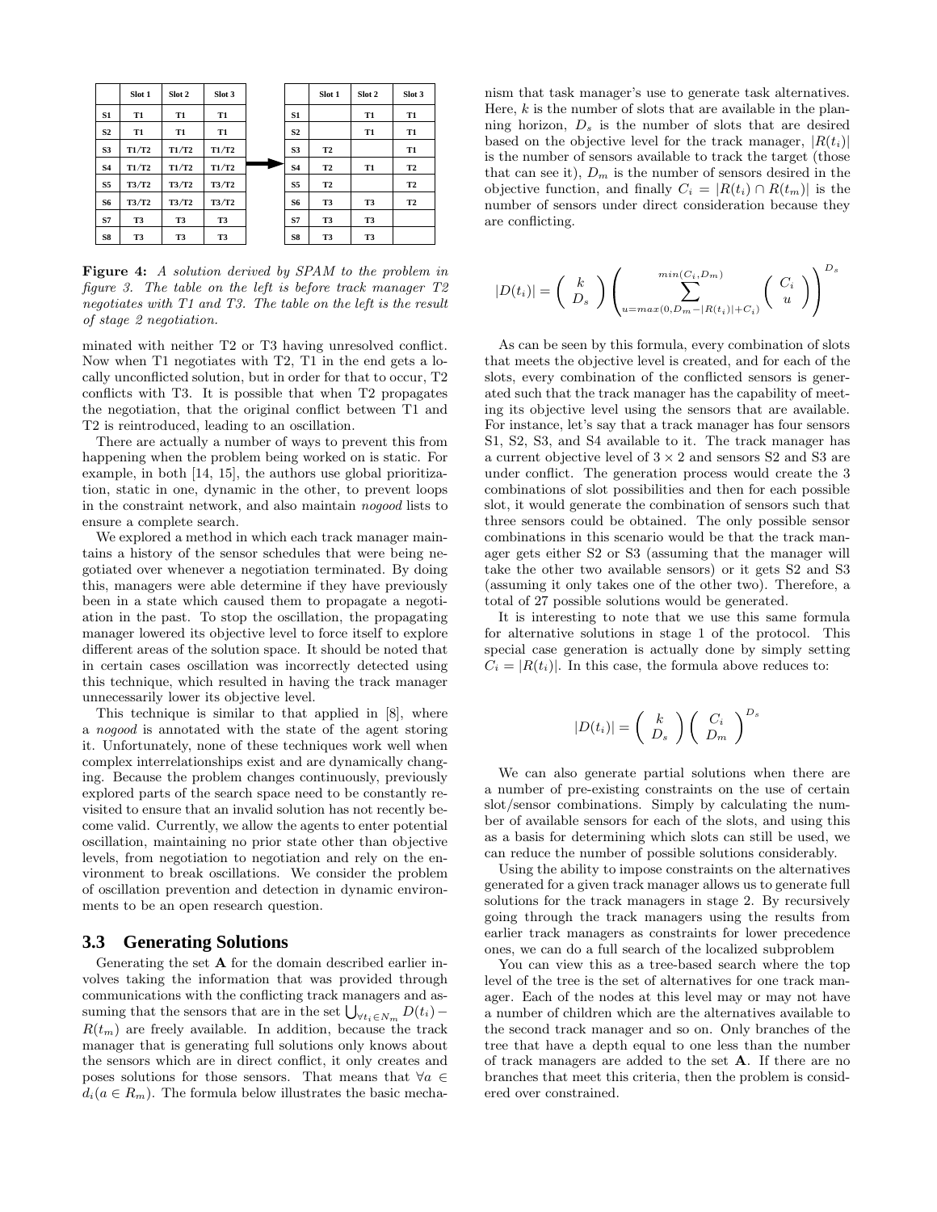| | Slot 1 | Slot 2 | Slot 3 |
|---|---|---|---|
| S1 | T1 | T1 | T1 |
| S2 | T1 | T1 | T1 |
| S3 | T1/T2 | T1/T2 | T1/T2 |
| S4 | T1/T2 | T1/T2 | T1/T2 |
| S5 | T3/T2 | T3/T2 | T3/T2 |
| S6 | T3/T2 | T3/T2 | T3/T2 |
| S7 | T3 | T3 | T3 |
| S8 | T3 | T3 | T3 |

| | Slot 1 | Slot 2 | Slot 3 |
|---|---|---|---|
| S1 | | T1 | T1 |
| S2 | | T1 | T1 |
| S3 | T2 | | T1 |
| S4 | T2 | T1 | T2 |
| S5 | T2 | | T2 |
| S6 | T3 | T3 | T2 |
| S7 | T3 | T3 | |
| S8 | T3 | T3 | |

**Figure 4:** *A solution derived by SPAM to the problem in figure 3. The table on the left is before track manager T2 negotiates with T1 and T3. The table on the left is the result of stage 2 negotiation.*

minated with neither T2 or T3 having unresolved conflict. Now when T1 negotiates with T2, T1 in the end gets a locally unconflicted solution, but in order for that to occur, T2 conflicts with T3. It is possible that when T2 propagates the negotiation, that the original conflict between T1 and T2 is reintroduced, leading to an oscillation.

There are actually a number of ways to prevent this from happening when the problem being worked on is static. For example, in both [14, 15], the authors use global prioritization, static in one, dynamic in the other, to prevent loops in the constraint network, and also maintain *nogood* lists to ensure a complete search.

We explored a method in which each track manager maintains a history of the sensor schedules that were being negotiated over whenever a negotiation terminated. By doing this, managers were able determine if they have previously been in a state which caused them to propagate a negotiation in the past. To stop the oscillation, the propagating manager lowered its objective level to force itself to explore different areas of the solution space. It should be noted that in certain cases oscillation was incorrectly detected using this technique, which resulted in having the track manager unnecessarily lower its objective level.

This technique is similar to that applied in [8], where a *nogood* is annotated with the state of the agent storing it. Unfortunately, none of these techniques work well when complex interrelationships exist and are dynamically changing. Because the problem changes continuously, previously explored parts of the search space need to be constantly revisited to ensure that an invalid solution has not recently become valid. Currently, we allow the agents to enter potential oscillation, maintaining no prior state other than objective levels, from negotiation to negotiation and rely on the environment to break oscillations. We consider the problem of oscillation prevention and detection in dynamic environments to be an open research question.

### 3.3 Generating Solutions

Generating the set **A** for the domain described earlier involves taking the information that was provided through communications with the conflicting track managers and assuming that the sensors that are in the set $\bigcup_{\forall t_i \in N_m} D(t_i) - R(t_m)$ are freely available. In addition, because the track manager that is generating full solutions only knows about the sensors which are in direct conflict, it only creates and poses solutions for those sensors. That means that $\forall a \in d_i (a \in R_m)$. The formula below illustrates the basic mechanism that task manager's use to generate task alternatives. Here, $k$ is the number of slots that are available in the planning horizon, $D_s$ is the number of slots that are desired based on the objective level for the track manager, $|R(t_i)|$ is the number of sensors available to track the target (those that can see it), $D_m$ is the number of sensors desired in the objective function, and finally $C_i = |R(t_i) \cap R(t_m)|$ is the number of sensors under direct consideration because they are conflicting.

$$|D(t_i)| = \binom{k}{D_s} \left( \sum_{u=max(0, D_m - |R(t_i)| + C_i)}^{min(C_i, D_m)} \binom{C_i}{u} \right)^{D_s}$$

As can be seen by this formula, every combination of slots that meets the objective level is created, and for each of the slots, every combination of the conflicted sensors is generated such that the track manager has the capability of meeting its objective level using the sensors that are available. For instance, let's say that a track manager has four sensors S1, S2, S3, and S4 available to it. The track manager has a current objective level of $3 \times 2$ and sensors S2 and S3 are under conflict. The generation process would create the 3 combinations of slot possibilities and then for each possible slot, it would generate the combination of sensors such that three sensors could be obtained. The only possible sensor combinations in this scenario would be that the track manager gets either S2 or S3 (assuming that the manager will take the other two available sensors) or it gets S2 and S3 (assuming it only takes one of the other two). Therefore, a total of 27 possible solutions would be generated.

It is interesting to note that we use this same formula for alternative solutions in stage 1 of the protocol. This special case generation is actually done by simply setting $C_i = |R(t_i)|$. In this case, the formula above reduces to:

$$|D(t_i)| = \binom{k}{D_s} \binom{C_i}{D_m}^{D_s}$$

We can also generate partial solutions when there are a number of pre-existing constraints on the use of certain slot/sensor combinations. Simply by calculating the number of available sensors for each of the slots, and using this as a basis for determining which slots can still be used, we can reduce the number of possible solutions considerably.

Using the ability to impose constraints on the alternatives generated for a given track manager allows us to generate full solutions for the track managers in stage 2. By recursively going through the track managers using the results from earlier track managers as constraints for lower precedence ones, we can do a full search of the localized subproblem

You can view this as a tree-based search where the top level of the tree is the set of alternatives for one track manager. Each of the nodes at this level may or may not have a number of children which are the alternatives available to the second track manager and so on. Only branches of the tree that have a depth equal to one less than the number of track managers are added to the set **A**. If there are no branches that meet this criteria, then the problem is considered over constrained.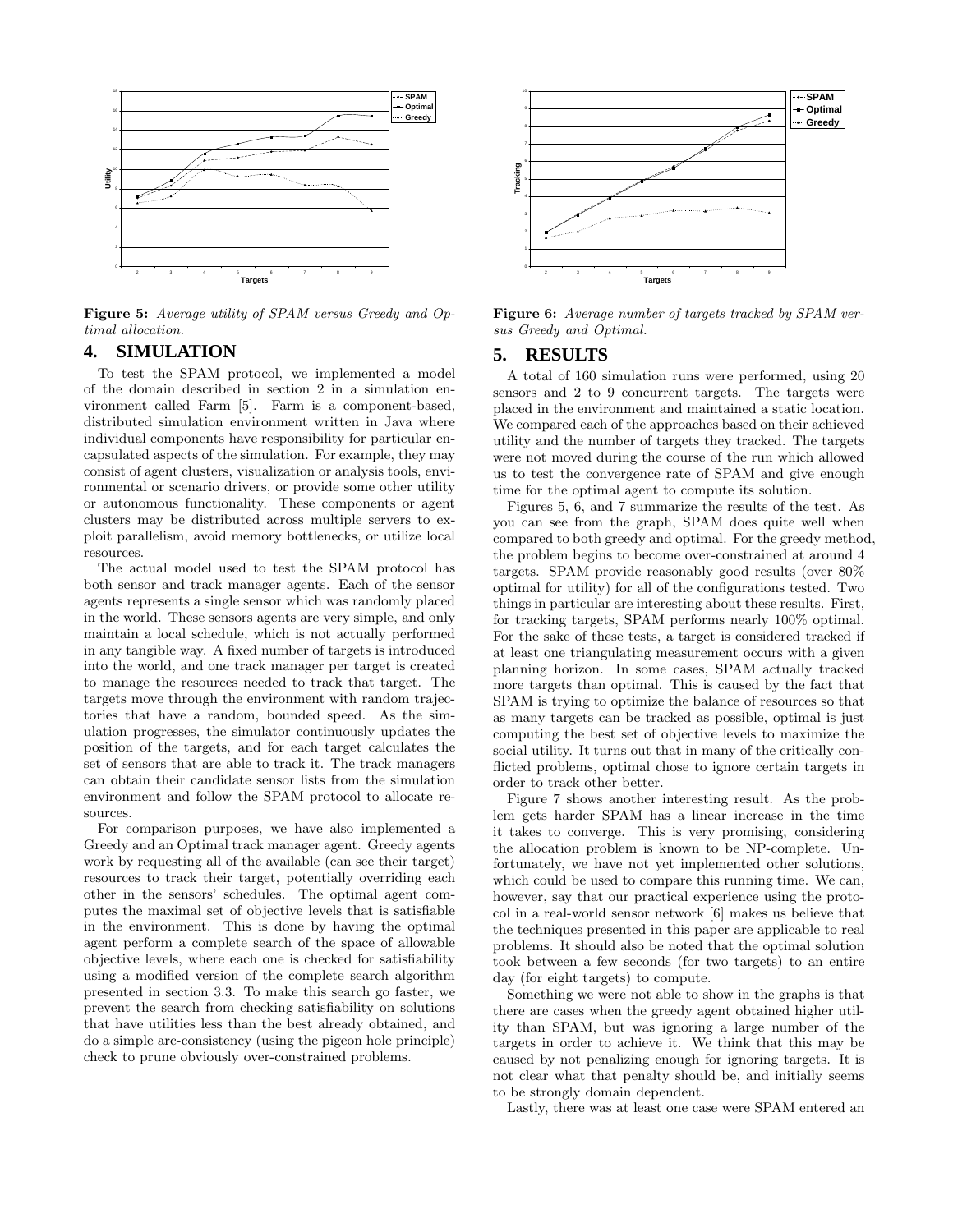Figure 5: *Average utility of SPAM versus Greedy and Optimal allocation.*

Figure 6: *Average number of targets tracked by SPAM versus Greedy and Optimal.*

## 4. SIMULATION

To test the SPAM protocol, we implemented a model of the domain described in section 2 in a simulation environment called Farm [5]. Farm is a component-based, distributed simulation environment written in Java where individual components have responsibility for particular encapsulated aspects of the simulation. For example, they may consist of agent clusters, visualization or analysis tools, environmental or scenario drivers, or provide some other utility or autonomous functionality. These components or agent clusters may be distributed across multiple servers to exploit parallelism, avoid memory bottlenecks, or utilize local resources.

The actual model used to test the SPAM protocol has both sensor and track manager agents. Each of the sensor agents represents a single sensor which was randomly placed in the world. These sensors agents are very simple, and only maintain a local schedule, which is not actually performed in any tangible way. A fixed number of targets is introduced into the world, and one track manager per target is created to manage the resources needed to track that target. The targets move through the environment with random trajectories that have a random, bounded speed. As the simulation progresses, the simulator continuously updates the position of the targets, and for each target calculates the set of sensors that are able to track it. The track managers can obtain their candidate sensor lists from the simulation environment and follow the SPAM protocol to allocate resources.

For comparison purposes, we have also implemented a Greedy and an Optimal track manager agent. Greedy agents work by requesting all of the available (can see their target) resources to track their target, potentially overriding each other in the sensors' schedules. The optimal agent computes the maximal set of objective levels that is satisfiable in the environment. This is done by having the optimal agent perform a complete search of the space of allowable objective levels, where each one is checked for satisfiability using a modified version of the complete search algorithm presented in section 3.3. To make this search go faster, we prevent the search from checking satisfiability on solutions that have utilities less than the best already obtained, and do a simple arc-consistency (using the pigeon hole principle) check to prune obviously over-constrained problems.

## 5. RESULTS

A total of 160 simulation runs were performed, using 20 sensors and 2 to 9 concurrent targets. The targets were placed in the environment and maintained a static location. We compared each of the approaches based on their achieved utility and the number of targets they tracked. The targets were not moved during the course of the run which allowed us to test the convergence rate of SPAM and give enough time for the optimal agent to compute its solution.

Figures 5, 6, and 7 summarize the results of the test. As you can see from the graph, SPAM does quite well when compared to both greedy and optimal. For the greedy method, the problem begins to become over-constrained at around 4 targets. SPAM provide reasonably good results (over 80% optimal for utility) for all of the configurations tested. Two things in particular are interesting about these results. First, for tracking targets, SPAM performs nearly 100% optimal. For the sake of these tests, a target is considered tracked if at least one triangulating measurement occurs with a given planning horizon. In some cases, SPAM actually tracked more targets than optimal. This is caused by the fact that SPAM is trying to optimize the balance of resources so that as many targets can be tracked as possible, optimal is just computing the best set of objective levels to maximize the social utility. It turns out that in many of the critically conflicted problems, optimal chose to ignore certain targets in order to track other better.

Figure 7 shows another interesting result. As the problem gets harder SPAM has a linear increase in the time it takes to converge. This is very promising, considering the allocation problem is known to be NP-complete. Unfortunately, we have not yet implemented other solutions, which could be used to compare this running time. We can, however, say that our practical experience using the protocol in a real-world sensor network [6] makes us believe that the techniques presented in this paper are applicable to real problems. It should also be noted that the optimal solution took between a few seconds (for two targets) to an entire day (for eight targets) to compute.

Something we were not able to show in the graphs is that there are cases when the greedy agent obtained higher utility than SPAM, but was ignoring a large number of the targets in order to achieve it. We think that this may be caused by not penalizing enough for ignoring targets. It is not clear what that penalty should be, and initially seems to be strongly domain dependent.

Lastly, there was at least one case were SPAM entered an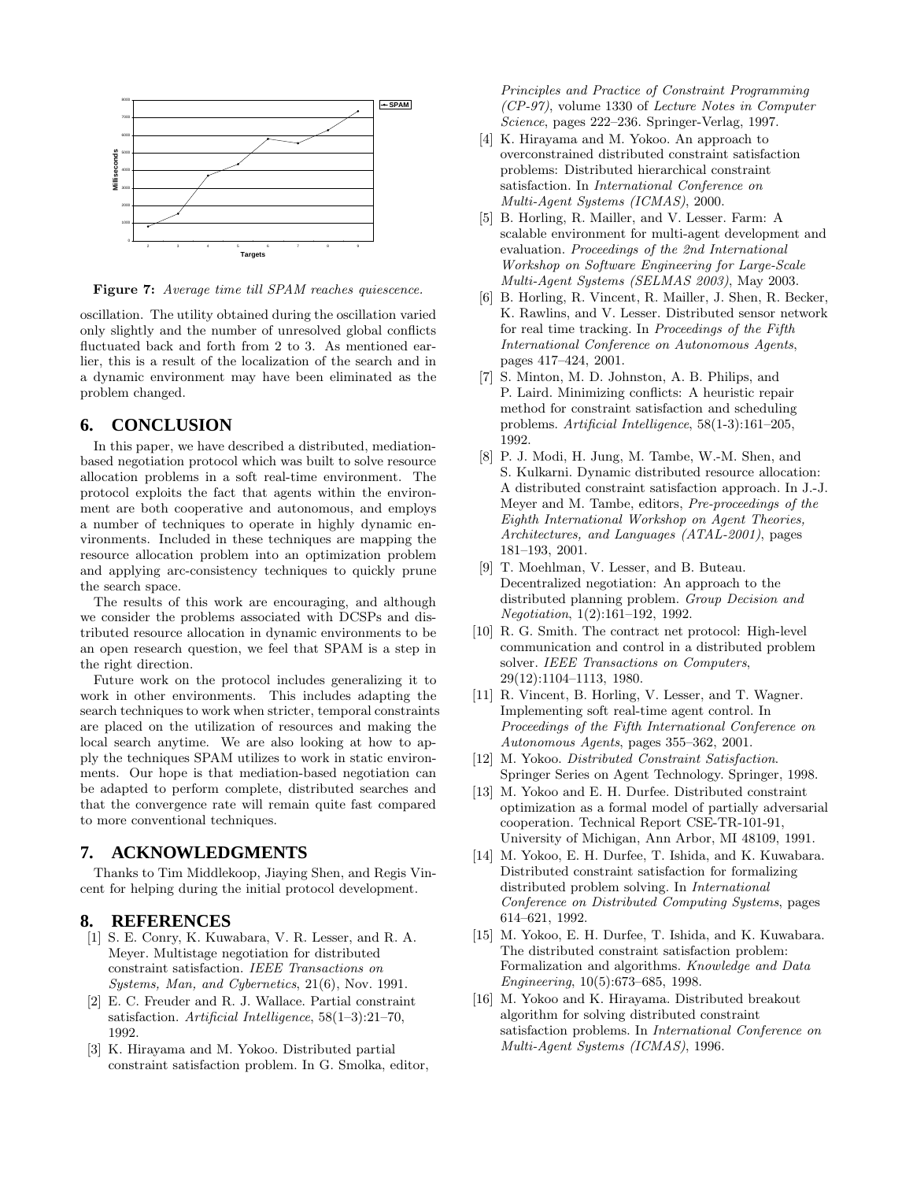8000
7000
6000
5000
4000
3000
2000
1000
0

Milliseconds

2 3 4 5 6 7 8 9

Targets

SPAM

**Figure 7:** *Average time till SPAM reaches quiescence.*

oscillation. The utility obtained during the oscillation varied only slightly and the number of unresolved global conflicts fluctuated back and forth from 2 to 3. As mentioned earlier, this is a result of the localization of the search and in a dynamic environment may have been eliminated as the problem changed.

## 6. CONCLUSION

In this paper, we have described a distributed, mediation-based negotiation protocol which was built to solve resource allocation problems in a soft real-time environment. The protocol exploits the fact that agents within the environment are both cooperative and autonomous, and employs a number of techniques to operate in highly dynamic environments. Included in these techniques are mapping the resource allocation problem into an optimization problem and applying arc-consistency techniques to quickly prune the search space.

The results of this work are encouraging, and although we consider the problems associated with DCSPs and distributed resource allocation in dynamic environments to be an open research question, we feel that SPAM is a step in the right direction.

Future work on the protocol includes generalizing it to work in other environments. This includes adapting the search techniques to work when stricter, temporal constraints are placed on the utilization of resources and making the local search anytime. We are also looking at how to apply the techniques SPAM utilizes to work in static environments. Our hope is that mediation-based negotiation can be adapted to perform complete, distributed searches and that the convergence rate will remain quite fast compared to more conventional techniques.

## 7. ACKNOWLEDGMENTS

Thanks to Tim Middlekoop, Jiaying Shen, and Regis Vincent for helping during the initial protocol development.

## 8. REFERENCES

[1] S. E. Conry, K. Kuwabara, V. R. Lesser, and R. A. Meyer. Multistage negotiation for distributed constraint satisfaction. *IEEE Transactions on Systems, Man, and Cybernetics*, 21(6), Nov. 1991.

[2] E. C. Freuder and R. J. Wallace. Partial constraint satisfaction. *Artificial Intelligence*, 58(1–3):21–70, 1992.

[3] K. Hirayama and M. Yokoo. Distributed partial constraint satisfaction problem. In G. Smolka, editor, *Principles and Practice of Constraint Programming (CP-97)*, volume 1330 of *Lecture Notes in Computer Science*, pages 222–236. Springer-Verlag, 1997.

[4] K. Hirayama and M. Yokoo. An approach to overconstrained distributed constraint satisfaction problems: Distributed hierarchical constraint satisfaction. In *International Conference on Multi-Agent Systems (ICMAS)*, 2000.

[5] B. Horling, R. Mailler, and V. Lesser. Farm: A scalable environment for multi-agent development and evaluation. *Proceedings of the 2nd International Workshop on Software Engineering for Large-Scale Multi-Agent Systems (SELMAS 2003)*, May 2003.

[6] B. Horling, R. Vincent, R. Mailler, J. Shen, R. Becker, K. Rawlins, and V. Lesser. Distributed sensor network for real time tracking. In *Proceedings of the Fifth International Conference on Autonomous Agents*, pages 417–424, 2001.

[7] S. Minton, M. D. Johnston, A. B. Philips, and P. Laird. Minimizing conflicts: A heuristic repair method for constraint satisfaction and scheduling problems. *Artificial Intelligence*, 58(1-3):161–205, 1992.

[8] P. J. Modi, H. Jung, M. Tambe, W.-M. Shen, and S. Kulkarni. Dynamic distributed resource allocation: A distributed constraint satisfaction approach. In J.-J. Meyer and M. Tambe, editors, *Pre-proceedings of the Eighth International Workshop on Agent Theories, Architectures, and Languages (ATAL-2001)*, pages 181–193, 2001.

[9] T. Moehlman, V. Lesser, and B. Buteau. Decentralized negotiation: An approach to the distributed planning problem. *Group Decision and Negotiation*, 1(2):161–192, 1992.

[10] R. G. Smith. The contract net protocol: High-level communication and control in a distributed problem solver. *IEEE Transactions on Computers*, 29(12):1104–1113, 1980.

[11] R. Vincent, B. Horling, V. Lesser, and T. Wagner. Implementing soft real-time agent control. In *Proceedings of the Fifth International Conference on Autonomous Agents*, pages 355–362, 2001.

[12] M. Yokoo. *Distributed Constraint Satisfaction*. Springer Series on Agent Technology. Springer, 1998.

[13] M. Yokoo and E. H. Durfee. Distributed constraint optimization as a formal model of partially adversarial cooperation. Technical Report CSE-TR-101-91, University of Michigan, Ann Arbor, MI 48109, 1991.

[14] M. Yokoo, E. H. Durfee, T. Ishida, and K. Kuwabara. Distributed constraint satisfaction for formalizing distributed problem solving. In *International Conference on Distributed Computing Systems*, pages 614–621, 1992.

[15] M. Yokoo, E. H. Durfee, T. Ishida, and K. Kuwabara. The distributed constraint satisfaction problem: Formalization and algorithms. *Knowledge and Data Engineering*, 10(5):673–685, 1998.

[16] M. Yokoo and K. Hirayama. Distributed breakout algorithm for solving distributed constraint satisfaction problems. In *International Conference on Multi-Agent Systems (ICMAS)*, 1996.